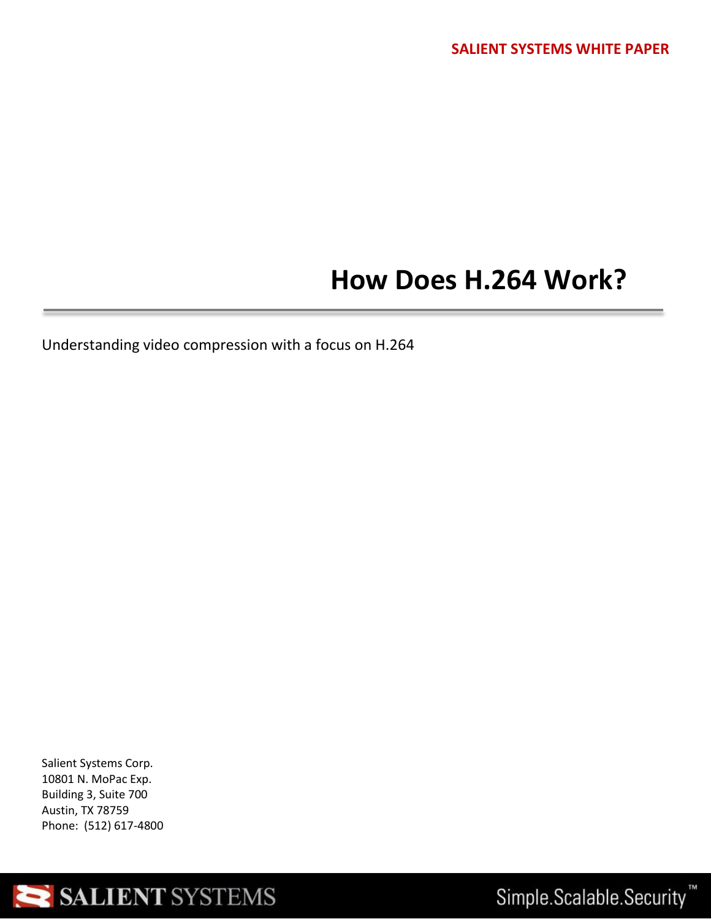SALIENT SYSTEMS WHITE PAPER

# How Does H.264 Work?

Understanding video compression with a focus on H.264

Salient Systems Corp.
10801 N. MoPac Exp.
Building 3, Suite 700
Austin, TX 78759
Phone: (512) 617-4800

SALIENT SYSTEMS

Simple.Scalable.Security™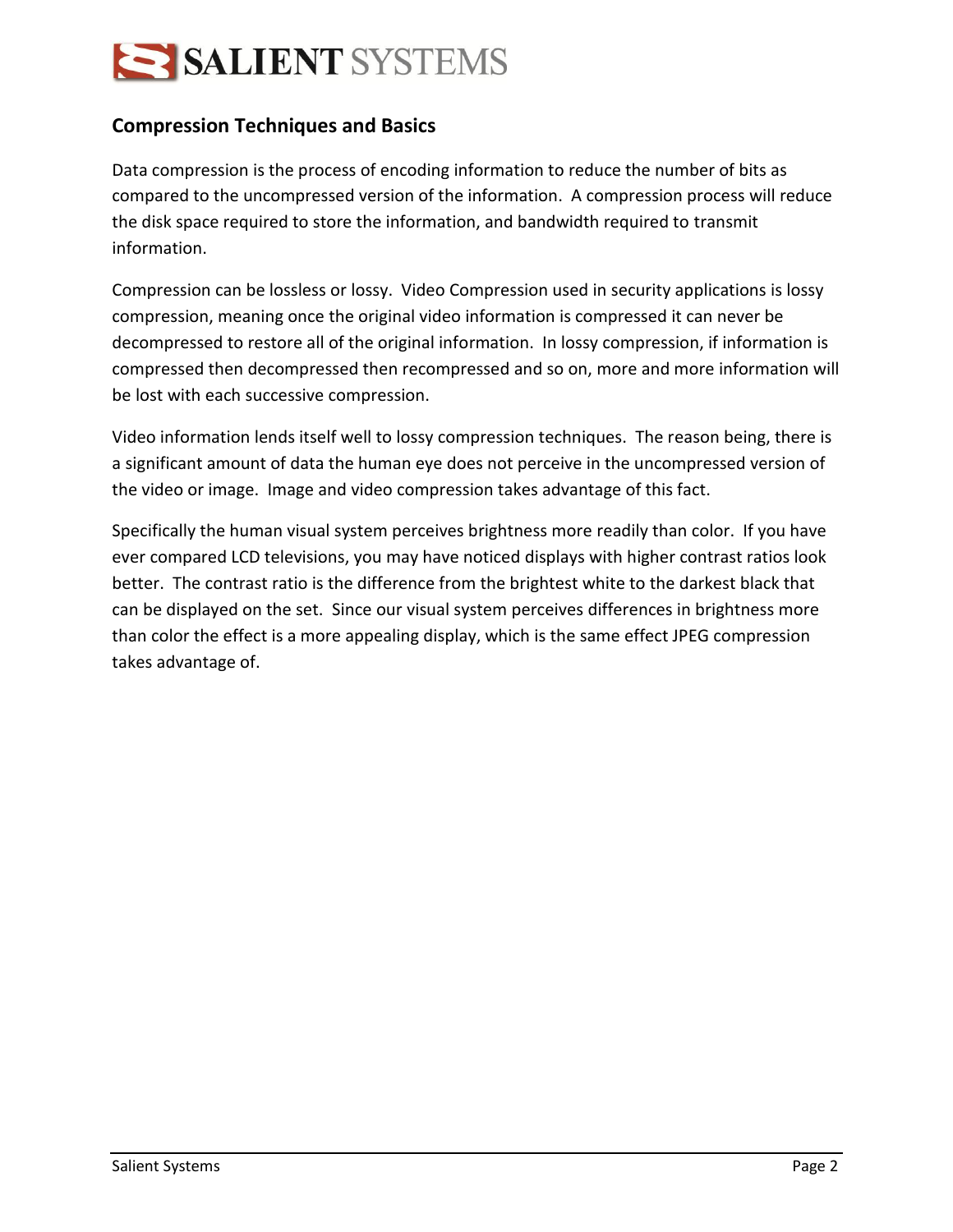## Compression Techniques and Basics

Data compression is the process of encoding information to reduce the number of bits as compared to the uncompressed version of the information. A compression process will reduce the disk space required to store the information, and bandwidth required to transmit information.

Compression can be lossless or lossy. Video Compression used in security applications is lossy compression, meaning once the original video information is compressed it can never be decompressed to restore all of the original information. In lossy compression, if information is compressed then decompressed then recompressed and so on, more and more information will be lost with each successive compression.

Video information lends itself well to lossy compression techniques. The reason being, there is a significant amount of data the human eye does not perceive in the uncompressed version of the video or image. Image and video compression takes advantage of this fact.

Specifically the human visual system perceives brightness more readily than color. If you have ever compared LCD televisions, you may have noticed displays with higher contrast ratios look better. The contrast ratio is the difference from the brightest white to the darkest black that can be displayed on the set. Since our visual system perceives differences in brightness more than color the effect is a more appealing display, which is the same effect JPEG compression takes advantage of.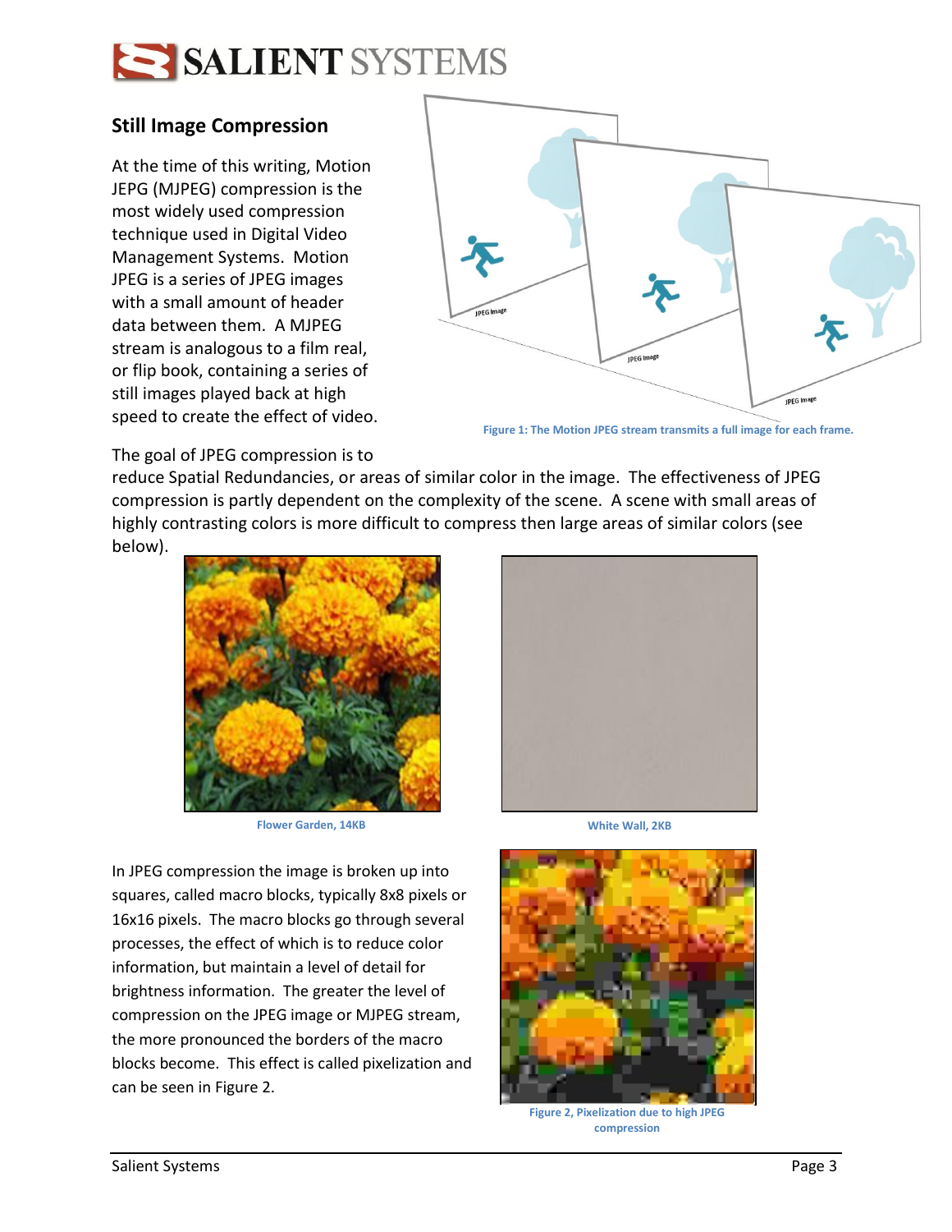## Still Image Compression

At the time of this writing, Motion JEPG (MJPEG) compression is the most widely used compression technique used in Digital Video Management Systems. Motion JPEG is a series of JPEG images with a small amount of header data between them. A MJPEG stream is analogous to a film real, or flip book, containing a series of still images played back at high speed to create the effect of video.

Figure 1: The Motion JPEG stream transmits a full image for each frame.

The goal of JPEG compression is to reduce Spatial Redundancies, or areas of similar color in the image. The effectiveness of JPEG compression is partly dependent on the complexity of the scene. A scene with small areas of highly contrasting colors is more difficult to compress then large areas of similar colors (see below).

Flower Garden, 14KB

White Wall, 2KB

In JPEG compression the image is broken up into squares, called macro blocks, typically 8x8 pixels or 16x16 pixels. The macro blocks go through several processes, the effect of which is to reduce color information, but maintain a level of detail for brightness information. The greater the level of compression on the JPEG image or MJPEG stream, the more pronounced the borders of the macro blocks become. This effect is called pixelization and can be seen in Figure 2.

Figure 2, Pixelization due to high JPEG compression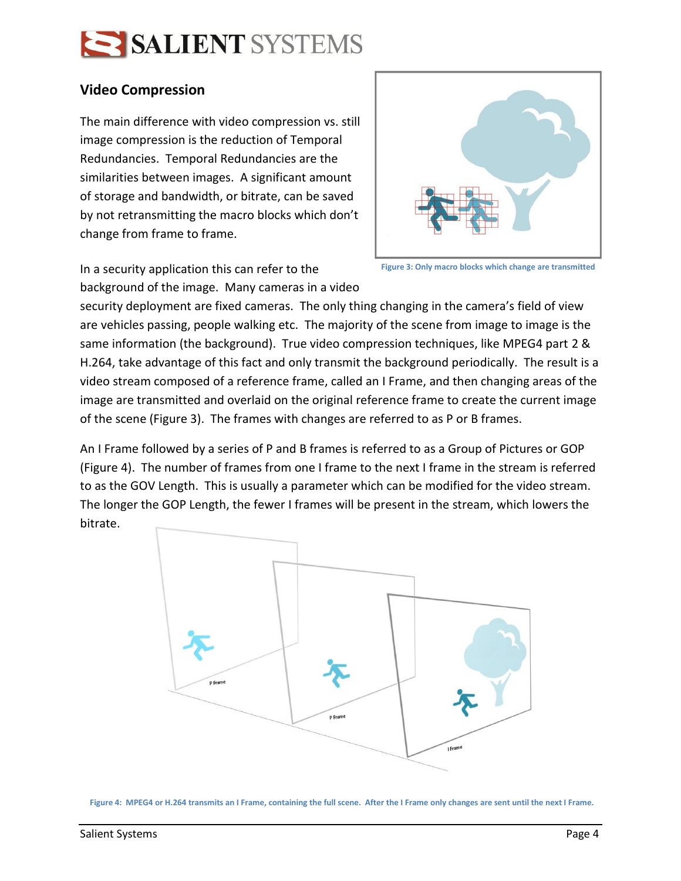## Video Compression

The main difference with video compression vs. still image compression is the reduction of Temporal Redundancies. Temporal Redundancies are the similarities between images. A significant amount of storage and bandwidth, or bitrate, can be saved by not retransmitting the macro blocks which don't change from frame to frame.

Figure 3: Only macro blocks which change are transmitted

In a security application this can refer to the background of the image. Many cameras in a video security deployment are fixed cameras. The only thing changing in the camera's field of view are vehicles passing, people walking etc. The majority of the scene from image to image is the same information (the background). True video compression techniques, like MPEG4 part 2 & H.264, take advantage of this fact and only transmit the background periodically. The result is a video stream composed of a reference frame, called an I Frame, and then changing areas of the image are transmitted and overlaid on the original reference frame to create the current image of the scene (Figure 3). The frames with changes are referred to as P or B frames.

An I Frame followed by a series of P and B frames is referred to as a Group of Pictures or GOP (Figure 4). The number of frames from one I frame to the next I frame in the stream is referred to as the GOV Length. This is usually a parameter which can be modified for the video stream. The longer the GOP Length, the fewer I frames will be present in the stream, which lowers the bitrate.

Figure 4: MPEG4 or H.264 transmits an I Frame, containing the full scene. After the I Frame only changes are sent until the next I Frame.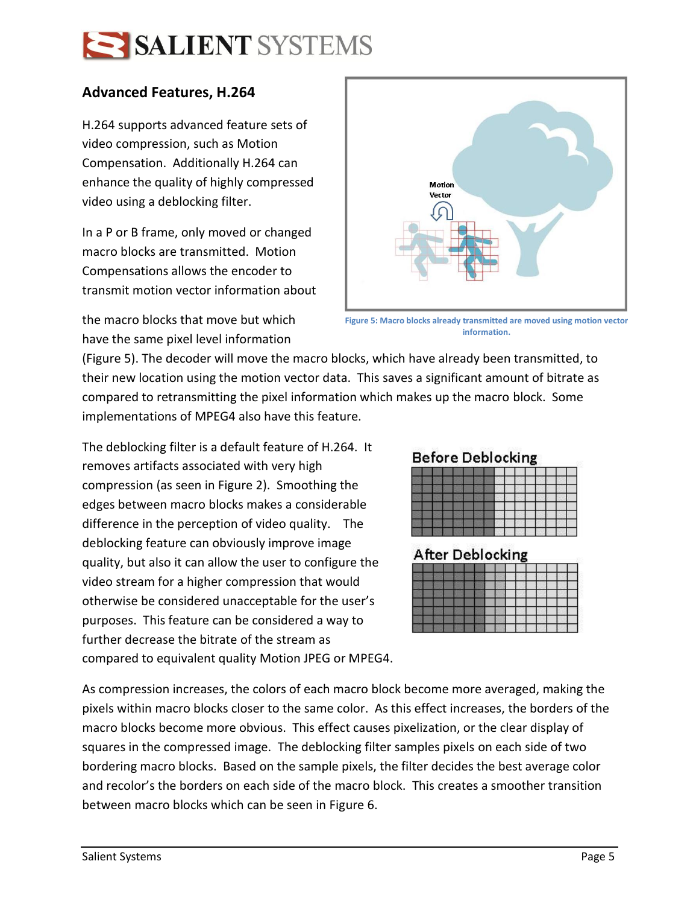## Advanced Features, H.264

H.264 supports advanced feature sets of video compression, such as Motion Compensation. Additionally H.264 can enhance the quality of highly compressed video using a deblocking filter.

In a P or B frame, only moved or changed macro blocks are transmitted. Motion Compensations allows the encoder to transmit motion vector information about the macro blocks that move but which have the same pixel level information (Figure 5). The decoder will move the macro blocks, which have already been transmitted, to their new location using the motion vector data. This saves a significant amount of bitrate as compared to retransmitting the pixel information which makes up the macro block. Some implementations of MPEG4 also have this feature.

Figure 5: Macro blocks already transmitted are moved using motion vector information.

The deblocking filter is a default feature of H.264. It removes artifacts associated with very high compression (as seen in Figure 2). Smoothing the edges between macro blocks makes a considerable difference in the perception of video quality. The deblocking feature can obviously improve image quality, but also it can allow the user to configure the video stream for a higher compression that would otherwise be considered unacceptable for the user's purposes. This feature can be considered a way to further decrease the bitrate of the stream as compared to equivalent quality Motion JPEG or MPEG4.

As compression increases, the colors of each macro block become more averaged, making the pixels within macro blocks closer to the same color. As this effect increases, the borders of the macro blocks become more obvious. This effect causes pixelization, or the clear display of squares in the compressed image. The deblocking filter samples pixels on each side of two bordering macro blocks. Based on the sample pixels, the filter decides the best average color and recolor's the borders on each side of the macro block. This creates a smoother transition between macro blocks which can be seen in Figure 6.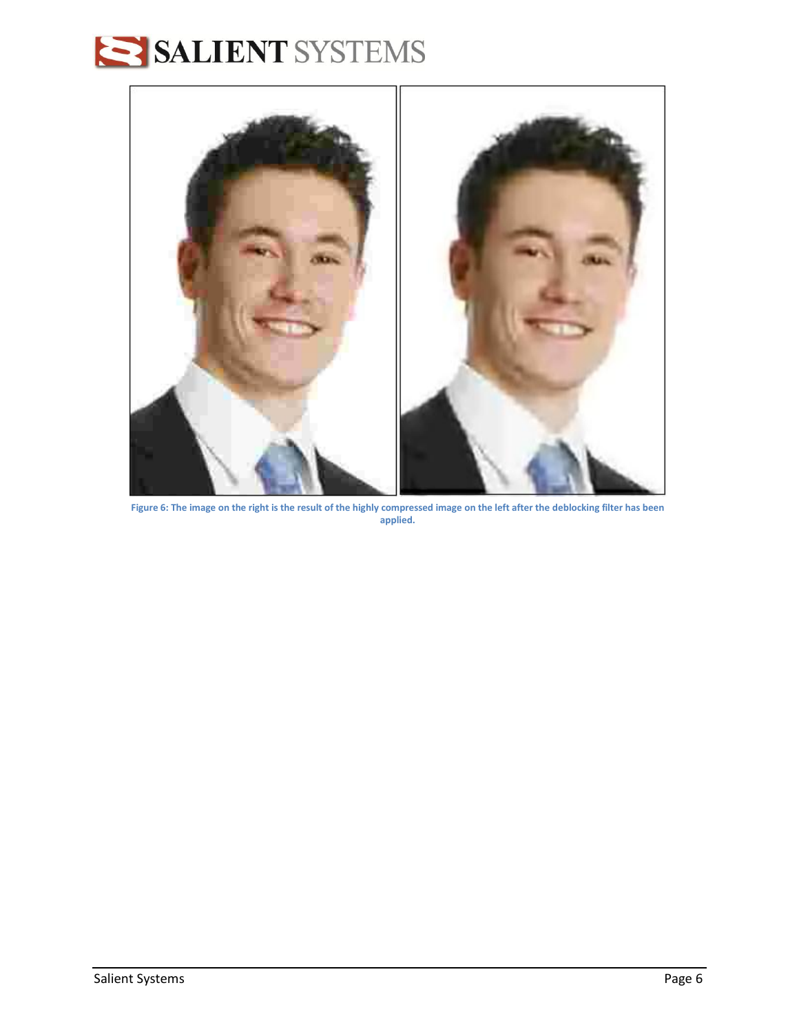**Figure 6: The image on the right is the result of the highly compressed image on the left after the deblocking filter has been applied.**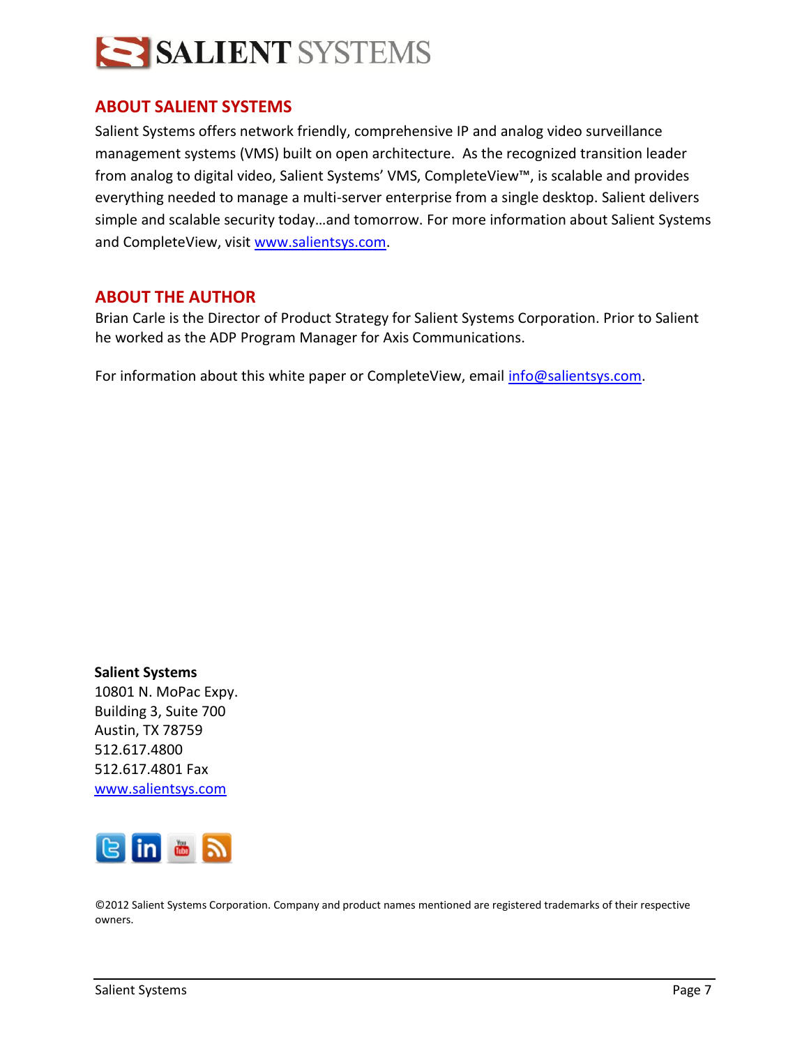# SALIENT SYSTEMS

## ABOUT SALIENT SYSTEMS

Salient Systems offers network friendly, comprehensive IP and analog video surveillance management systems (VMS) built on open architecture. As the recognized transition leader from analog to digital video, Salient Systems' VMS, CompleteView™, is scalable and provides everything needed to manage a multi-server enterprise from a single desktop. Salient delivers simple and scalable security today…and tomorrow. For more information about Salient Systems and CompleteView, visit www.salientsys.com.

## ABOUT THE AUTHOR

Brian Carle is the Director of Product Strategy for Salient Systems Corporation. Prior to Salient he worked as the ADP Program Manager for Axis Communications.

For information about this white paper or CompleteView, email info@salientsys.com.

**Salient Systems**
10801 N. MoPac Expy.
Building 3, Suite 700
Austin, TX 78759
512.617.4800
512.617.4801 Fax
www.salientsys.com

©2012 Salient Systems Corporation. Company and product names mentioned are registered trademarks of their respective owners.